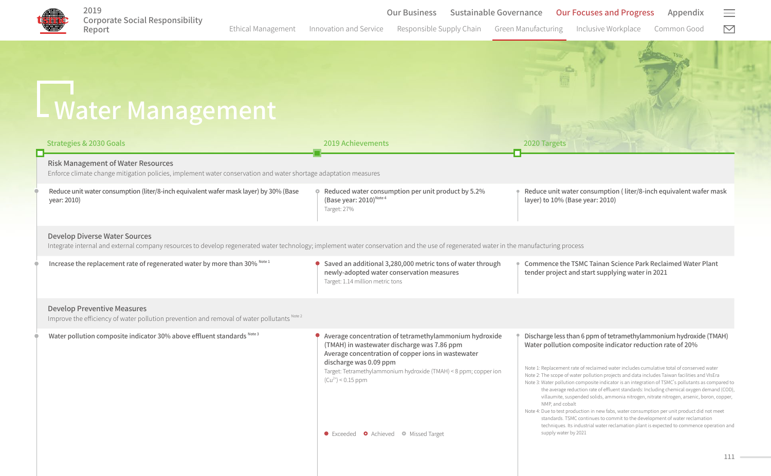# Water Management

| Strategies & 2030 Goals | 2019 Achievements | 2020 Targets |
| --- | --- | --- |
| **Risk Management of Water Resources**<br>Enforce climate change mitigation policies, implement water conservation and water shortage adaptation measures | | |
| Reduce unit water consumption (liter/8-inch equivalent wafer mask layer) by 30% (Base year: 2010) | Reduced water consumption per unit product by 5.2% (Base year: 2010) Note 4<br>Target: 27% | Reduce unit water consumption ( liter/8-inch equivalent wafer mask layer) to 10% (Base year: 2010) |
| **Develop Diverse Water Sources**<br>Integrate internal and external company resources to develop regenerated water technology; implement water conservation and the use of regenerated water in the manufacturing process | | |
| Increase the replacement rate of regenerated water by more than 30% Note 1 | Saved an additional 3,280,000 metric tons of water through newly-adopted water conservation measures<br>Target: 1.14 million metric tons | Commence the TSMC Tainan Science Park Reclaimed Water Plant tender project and start supplying water in 2021 |
| **Develop Preventive Measures**<br>Improve the efficiency of water pollution prevention and removal of water pollutants Note 2 | | |
| Water pollution composite indicator 30% above effluent standards Note 3 | Average concentration of tetramethylammonium hydroxide (TMAH) in wastewater discharge was 7.86 ppm<br>Average concentration of copper ions in wastewater discharge was 0.09 ppm<br>Target: Tetramethylammonium hydroxide (TMAH) < 8 ppm; copper ion ($Cu^{2+}$) < 0.15 ppm | Discharge less than 6 ppm of tetramethylammonium hydroxide (TMAH)<br>Water pollution composite indicator reduction rate of 20% |

Exceeded · Achieved · Missed Target

Note 1: Replacement rate of reclaimed water includes cumulative total of conserved water
Note 2: The scope of water pollution projects and data includes Taiwan facilities and VisEra
Note 3: Water pollution composite indicator is an integration of TSMC's pollutants as compared to the average reduction rate of effluent standards: Including chemical oxygen demand (COD), villaumite, suspended solids, ammonia nitrogen, nitrate nitrogen, arsenic, boron, copper, NMP, and cobalt
Note 4: Due to test production in new fabs, water consumption per unit product did not meet standards. TSMC continues to commit to the development of water reclamation techniques. Its industrial water reclamation plant is expected to commence operation and supply water by 2021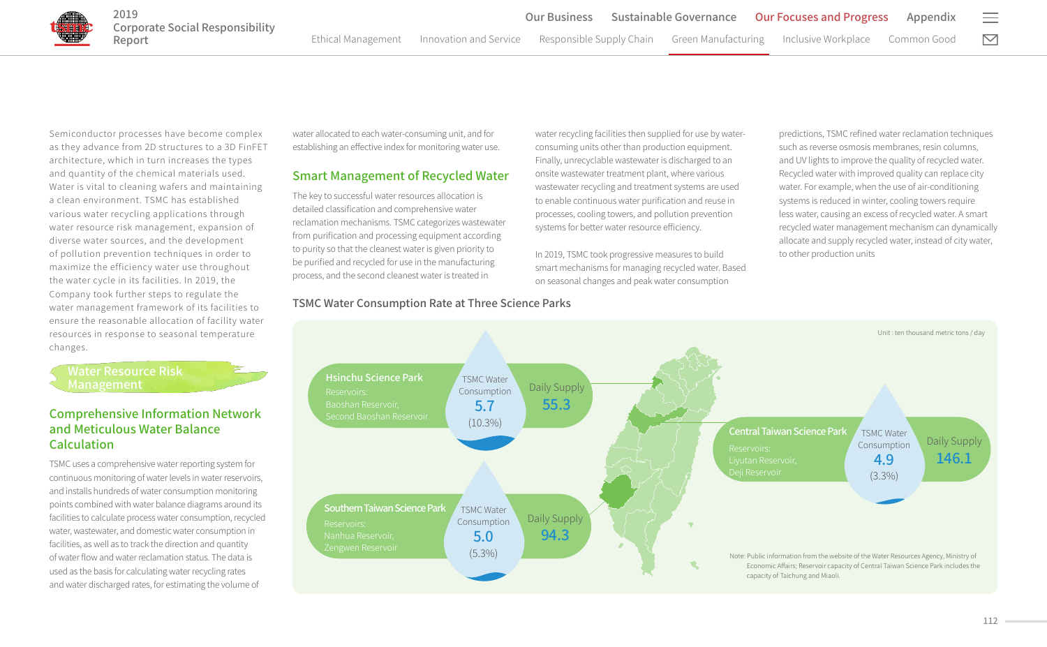Semiconductor processes have become complex as they advance from 2D structures to a 3D FinFET architecture, which in turn increases the types and quantity of the chemical materials used. Water is vital to cleaning wafers and maintaining a clean environment. TSMC has established various water recycling applications through water resource risk management, expansion of diverse water sources, and the development of pollution prevention techniques in order to maximize the efficiency water use throughout the water cycle in its facilities. In 2019, the Company took further steps to regulate the water management framework of its facilities to ensure the reasonable allocation of facility water resources in response to seasonal temperature changes.

## Water Resource Risk Management

### Comprehensive Information Network and Meticulous Water Balance Calculation

TSMC uses a comprehensive water reporting system for continuous monitoring of water levels in water reservoirs, and installs hundreds of water consumption monitoring points combined with water balance diagrams around its facilities to calculate process water consumption, recycled water, wastewater, and domestic water consumption in facilities, as well as to track the direction and quantity of water flow and water reclamation status. The data is used as the basis for calculating water recycling rates and water discharged rates, for estimating the volume of water allocated to each water-consuming unit, and for establishing an effective index for monitoring water use.

### Smart Management of Recycled Water

The key to successful water resources allocation is detailed classification and comprehensive water reclamation mechanisms. TSMC categorizes wastewater from purification and processing equipment according to purity so that the cleanest water is given priority to be purified and recycled for use in the manufacturing process, and the second cleanest water is treated in water recycling facilities then supplied for use by water-consuming units other than production equipment. Finally, unrecyclable wastewater is discharged to an onsite wastewater treatment plant, where various wastewater recycling and treatment systems are used to enable continuous water purification and reuse in processes, cooling towers, and pollution prevention systems for better water resource efficiency.

In 2019, TSMC took progressive measures to build smart mechanisms for managing recycled water. Based on seasonal changes and peak water consumption predictions, TSMC refined water reclamation techniques such as reverse osmosis membranes, resin columns, and UV lights to improve the quality of recycled water. Recycled water with improved quality can replace city water. For example, when the use of air-conditioning systems is reduced in winter, cooling towers require less water, causing an excess of recycled water. A smart recycled water management mechanism can dynamically allocate and supply recycled water, instead of city water, to other production units

### TSMC Water Consumption Rate at Three Science Parks

Unit : ten thousand metric tons / day

| Science Park | Reservoirs | TSMC Water Consumption | Daily Supply |
|---|---|---|---|
| Hsinchu Science Park | Baoshan Reservoir, Second Baoshan Reservoir | 5.7 (10.3%) | 55.3 |
| Central Taiwan Science Park | Liyutan Reservoir, Deji Reservoir | 4.9 (3.3%) | 146.1 |
| Southern Taiwan Science Park | Nanhua Reservoir, Zengwen Reservoir | 5.0 (5.3%) | 94.3 |

Note: Public information from the website of the Water Resources Agency, Ministry of Economic Affairs; Reservoir capacity of Central Taiwan Science Park includes the capacity of Taichung and Miaoli.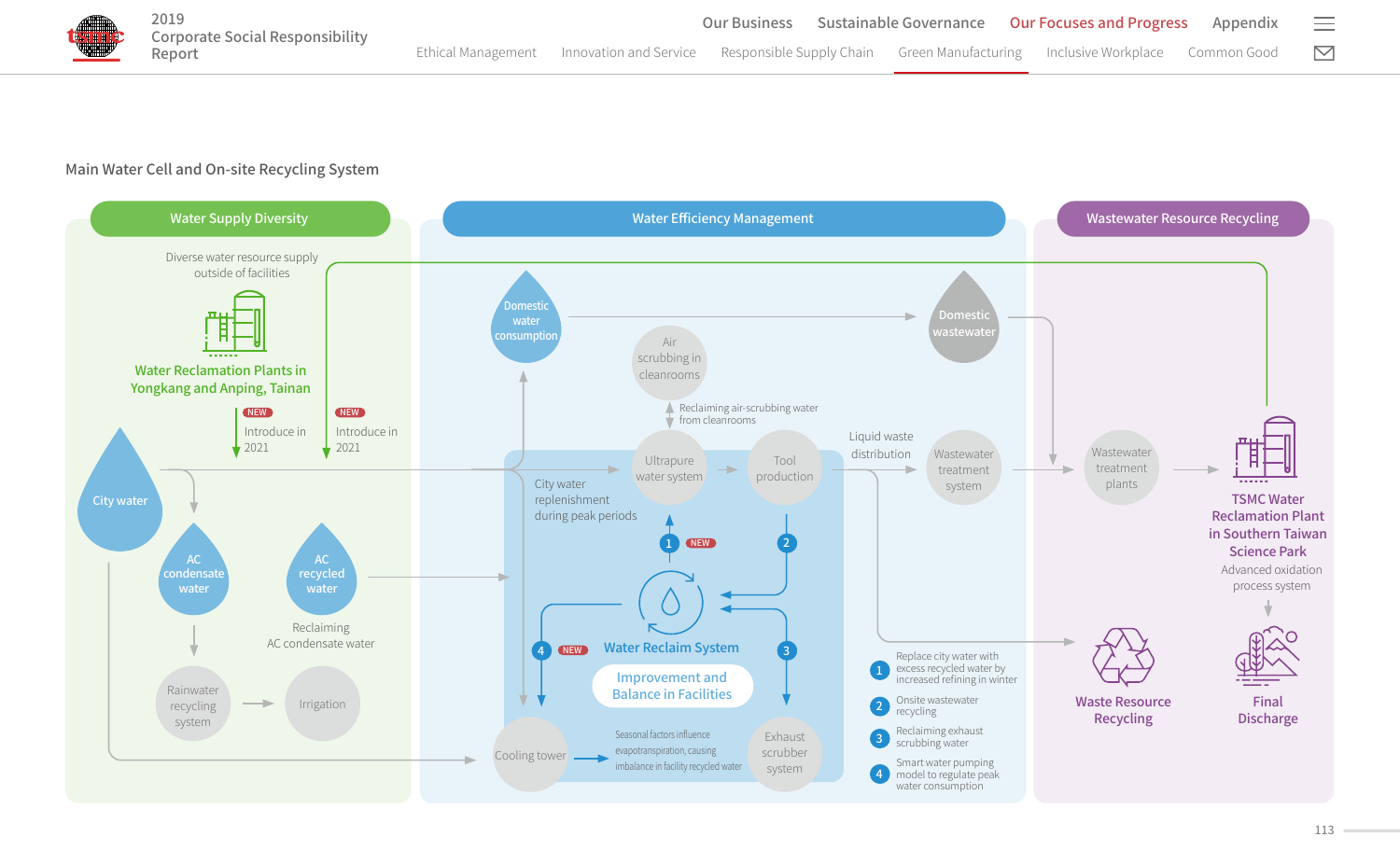## Main Water Cell and On-site Recycling System

### Water Supply Diversity

Diverse water resource supply outside of facilities

Water Reclamation Plants in Yongkang and Anping, Tainan

NEW Introduce in 2021

NEW Introduce in 2021

City water

AC condensate water

AC recycled water

Reclaiming AC condensate water

Rainwater recycling system

Irrigation

### Water Efficiency Management

Domestic water consumption

Air scrubbing in cleanrooms

Reclaiming air-scrubbing water from cleanrooms

Ultrapure water system

Tool production

City water replenishment during peak periods

Water Reclaim System

Improvement and Balance in Facilities

Cooling tower

Seasonal factors influence evapotranspiration, causing imbalance in facility recycled water

Exhaust scrubber system

Domestic wastewater

Liquid waste distribution

Wastewater treatment system

1. Replace city water with excess recycled water by increased refining in winter
2. Onsite wastewater recycling
3. Reclaiming exhaust scrubbing water
4. Smart water pumping model to regulate peak water consumption

### Wastewater Resource Recycling

Wastewater treatment plants

TSMC Water Reclamation Plant in Southern Taiwan Science Park

Advanced oxidation process system

Waste Resource Recycling

Final Discharge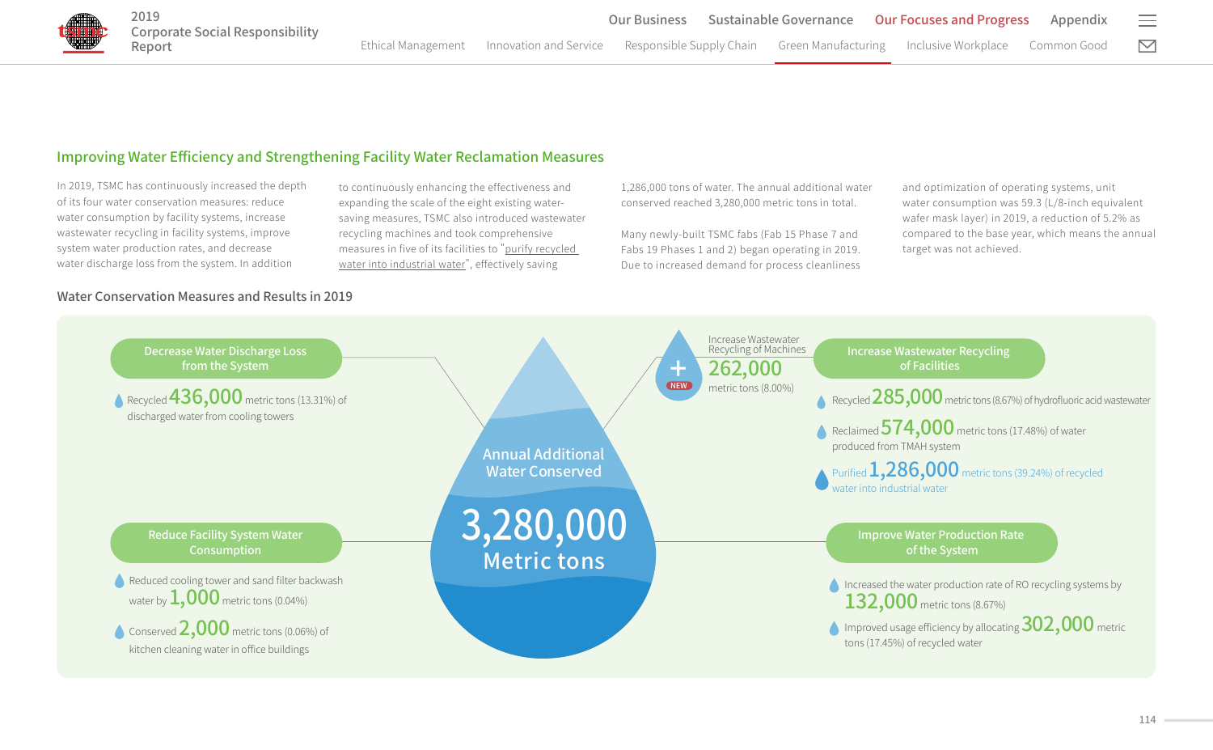## Improving Water Efficiency and Strengthening Facility Water Reclamation Measures

In 2019, TSMC has continuously increased the depth of its four water conservation measures: reduce water consumption by facility systems, increase wastewater recycling in facility systems, improve system water production rates, and decrease water discharge loss from the system. In addition to continuously enhancing the effectiveness and expanding the scale of the eight existing water-saving measures, TSMC also introduced wastewater recycling machines and took comprehensive measures in five of its facilities to "purify recycled water into industrial water", effectively saving 1,286,000 tons of water. The annual additional water conserved reached 3,280,000 metric tons in total.

Many newly-built TSMC fabs (Fab 15 Phase 7 and Fabs 19 Phases 1 and 2) began operating in 2019. Due to increased demand for process cleanliness and optimization of operating systems, unit water consumption was 59.3 (L/8-inch equivalent wafer mask layer) in 2019, a reduction of 5.2% as compared to the base year, which means the annual target was not achieved.

### Water Conservation Measures and Results in 2019

**Annual Additional Water Conserved: 3,280,000 Metric tons**

**Decrease Water Discharge Loss from the System**

- Recycled 436,000 metric tons (13.31%) of discharged water from cooling towers

**Increase Wastewater Recycling of Machines** (NEW)

- 262,000 metric tons (8.00%)

**Increase Wastewater Recycling of Facilities**

- Recycled 285,000 metric tons (8.67%) of hydrofluoric acid wastewater
- Reclaimed 574,000 metric tons (17.48%) of water produced from TMAH system
- Purified 1,286,000 metric tons (39.24%) of recycled water into industrial water

**Reduce Facility System Water Consumption**

- Reduced cooling tower and sand filter backwash water by 1,000 metric tons (0.04%)
- Conserved 2,000 metric tons (0.06%) of kitchen cleaning water in office buildings

**Improve Water Production Rate of the System**

- Increased the water production rate of RO recycling systems by 132,000 metric tons (8.67%)
- Improved usage efficiency by allocating 302,000 metric tons (17.45%) of recycled water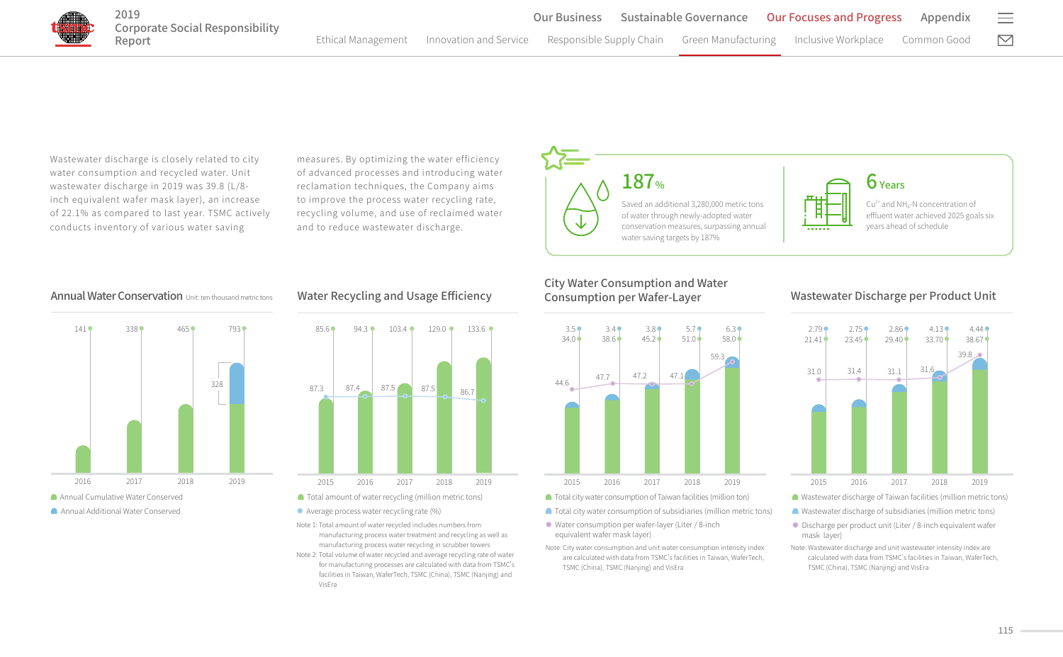Wastewater discharge is closely related to city water consumption and recycled water. Unit wastewater discharge in 2019 was 39.8 (L/8-inch equivalent wafer mask layer), an increase of 22.1% as compared to last year. TSMC actively conducts inventory of various water saving measures. By optimizing the water efficiency of advanced processes and introducing water reclamation techniques, the Company aims to improve the process water recycling rate, recycling volume, and use of reclaimed water and to reduce wastewater discharge.

**187%**
Saved an additional 3,280,000 metric tons of water through newly-adopted water conservation measures, surpassing annual water saving targets by 187%

**6 Years**
$Cu^{2+}$ and $NH_4$-N concentration of effluent water achieved 2025 goals six years ahead of schedule

## Annual Water Conservation

Unit: ten thousand metric tons

| Year | Annual Cumulative Water Conserved | Annual Additional Water Conserved |
|---|---|---|
| 2016 | 141 | |
| 2017 | 338 | |
| 2018 | 465 | |
| 2019 | 793 | 328 |

## Water Recycling and Usage Efficiency

| Year | Total amount of water recycling (million metric tons) | Average process water recycling rate (%) |
|---|---|---|
| 2015 | 85.6 | 87.3 |
| 2016 | 94.3 | 87.4 |
| 2017 | 103.4 | 87.5 |
| 2018 | 129.0 | 87.5 |
| 2019 | 133.6 | 86.7 |

Note 1: Total amount of water recycled includes numbers from manufacturing process water treatment and recycling as well as manufacturing process water recycling in scrubber towers

Note 2: Total volume of water recycled and average recycling rate of water for manufacturing processes are calculated with data from TSMC's facilities in Taiwan, WaferTech, TSMC (China), TSMC (Nanjing) and VisEra

## City Water Consumption and Water Consumption per Wafer-Layer

| Year | Total city water consumption of Taiwan facilities (million ton) | Total city water consumption of subsidiaries (million metric tons) | Water consumption per wafer-layer (Liter / 8-inch equivalent wafer mask layer) |
|---|---|---|---|
| 2015 | 34.0 | 3.5 | 44.6 |
| 2016 | 38.6 | 3.4 | 47.7 |
| 2017 | 45.2 | 3.8 | 47.2 |
| 2018 | 51.0 | 5.7 | 47.1 |
| 2019 | 58.0 | 6.3 | 59.3 |

Note: City water consumption and unit water consumption intensity index are calculated with data from TSMC's facilities in Taiwan, WaferTech, TSMC (China), TSMC (Nanjing) and VisEra

## Wastewater Discharge per Product Unit

| Year | Wastewater discharge of Taiwan facilities (million metric tons) | Wastewater discharge of subsidiaries (million metric tons) | Discharge per product unit (Liter / 8-inch equivalent wafer mask layer) |
|---|---|---|---|
| 2015 | 21.41 | 2.79 | 31.0 |
| 2016 | 23.45 | 2.75 | 31.4 |
| 2017 | 29.40 | 2.86 | 31.1 |
| 2018 | 33.70 | 4.13 | 31.6 |
| 2019 | 38.67 | 4.44 | 39.8 |

Note: Wastewater discharge and unit wastewater intensity index are calculated with data from TSMC's facilities in Taiwan, WaferTech, TSMC (China), TSMC (Nanjing) and VisEra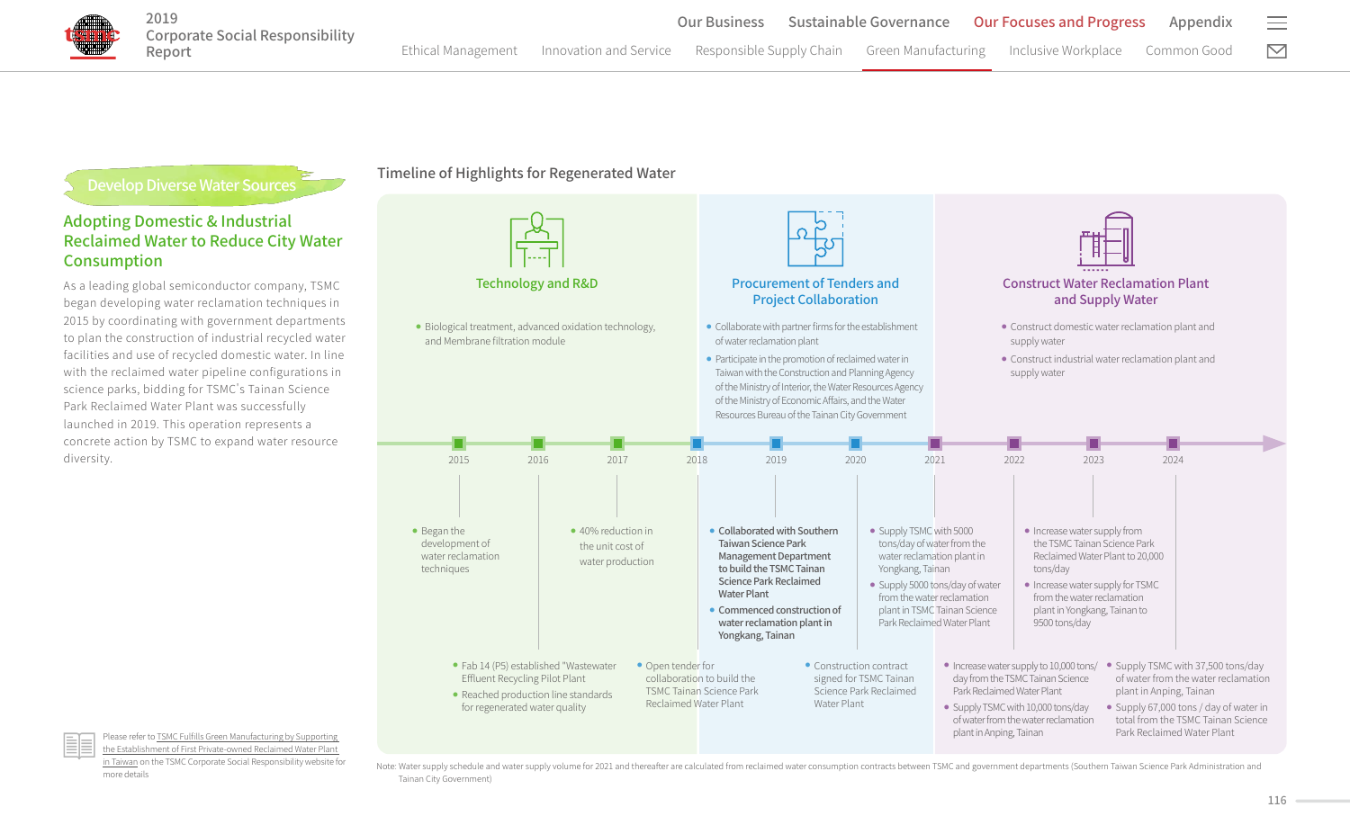## Develop Diverse Water Sources

### Adopting Domestic & Industrial Reclaimed Water to Reduce City Water Consumption

As a leading global semiconductor company, TSMC began developing water reclamation techniques in 2015 by coordinating with government departments to plan the construction of industrial recycled water facilities and use of recycled domestic water. In line with the reclaimed water pipeline configurations in science parks, bidding for TSMC's Tainan Science Park Reclaimed Water Plant was successfully launched in 2019. This operation represents a concrete action by TSMC to expand water resource diversity.

Please refer to TSMC Fulfills Green Manufacturing by Supporting the Establishment of First Private-owned Reclaimed Water Plant in Taiwan on the TSMC Corporate Social Responsibility website for more details

### Timeline of Highlights for Regenerated Water

**Technology and R&D**

- Biological treatment, advanced oxidation technology, and Membrane filtration module

**Procurement of Tenders and Project Collaboration**

- Collaborate with partner firms for the establishment of water reclamation plant
- Participate in the promotion of reclaimed water in Taiwan with the Construction and Planning Agency of the Ministry of Interior, the Water Resources Agency of the Ministry of Economic Affairs, and the Water Resources Bureau of the Tainan City Government

**Construct Water Reclamation Plant and Supply Water**

- Construct domestic water reclamation plant and supply water
- Construct industrial water reclamation plant and supply water

**2015**
- Began the development of water reclamation techniques

**2016**
- Fab 14 (P5) established "Wastewater Effluent Recycling Pilot Plant
- Reached production line standards for regenerated water quality

**2017**
- 40% reduction in the unit cost of water production

**2018**
- Open tender for collaboration to build the TSMC Tainan Science Park Reclaimed Water Plant

**2019**
- **Collaborated with Southern Taiwan Science Park Management Department to build the TSMC Tainan Science Park Reclaimed Water Plant**
- **Commenced construction of water reclamation plant in Yongkang, Tainan**

**2020**
- Construction contract signed for TSMC Tainan Science Park Reclaimed Water Plant

**2021**
- Supply TSMC with 5000 tons/day of water from the water reclamation plant in Yongkang, Tainan
- Supply 5000 tons/day of water from the water reclamation plant in TSMC Tainan Science Park Reclaimed Water Plant

**2022**
- Increase water supply to 10,000 tons/day from the TSMC Tainan Science Park Reclaimed Water Plant
- Supply TSMC with 10,000 tons/day of water from the water reclamation plant in Anping, Tainan

**2023**
- Increase water supply from the TSMC Tainan Science Park Reclaimed Water Plant to 20,000 tons/day
- Increase water supply for TSMC from the water reclamation plant in Yongkang, Tainan to 9500 tons/day

**2024**
- Supply TSMC with 37,500 tons/day of water from the water reclamation plant in Anping, Tainan
- Supply 67,000 tons / day of water in total from the TSMC Tainan Science Park Reclaimed Water Plant

Note: Water supply schedule and water supply volume for 2021 and thereafter are calculated from reclaimed water consumption contracts between TSMC and government departments (Southern Taiwan Science Park Administration and Tainan City Government)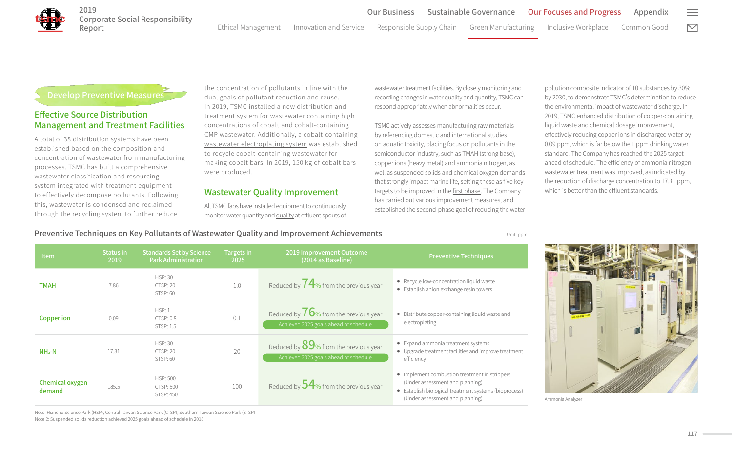## Develop Preventive Measures

### Effective Source Distribution Management and Treatment Facilities

A total of 38 distribution systems have been established based on the composition and concentration of wastewater from manufacturing processes. TSMC has built a comprehensive wastewater classification and resourcing system integrated with treatment equipment to effectively decompose pollutants. Following this, wastewater is condensed and reclaimed through the recycling system to further reduce the concentration of pollutants in line with the dual goals of pollutant reduction and reuse. In 2019, TSMC installed a new distribution and treatment system for wastewater containing high concentrations of cobalt and cobalt-containing CMP wastewater. Additionally, a cobalt-containing wastewater electroplating system was established to recycle cobalt-containing wastewater for making cobalt bars. In 2019, 150 kg of cobalt bars were produced.

### Wastewater Quality Improvement

All TSMC fabs have installed equipment to continuously monitor water quantity and quality at effluent spouts of wastewater treatment facilities. By closely monitoring and recording changes in water quality and quantity, TSMC can respond appropriately when abnormalities occur.

TSMC actively assesses manufacturing raw materials by referencing domestic and international studies on aquatic toxicity, placing focus on pollutants in the semiconductor industry, such as TMAH (strong base), copper ions (heavy metal) and ammonia nitrogen, as well as suspended solids and chemical oxygen demands that strongly impact marine life, setting these as five key targets to be improved in the first phase. The Company has carried out various improvement measures, and established the second-phase goal of reducing the water pollution composite indicator of 10 substances by 30% by 2030, to demonstrate TSMC's determination to reduce the environmental impact of wastewater discharge. In 2019, TSMC enhanced distribution of copper-containing liquid waste and chemical dosage improvement, effectively reducing copper ions in discharged water by 0.09 ppm, which is far below the 1 ppm drinking water standard. The Company has reached the 2025 target ahead of schedule. The efficiency of ammonia nitrogen wastewater treatment was improved, as indicated by the reduction of discharge concentration to 17.31 ppm, which is better than the effluent standards.

**Preventive Techniques on Key Pollutants of Wastewater Quality and Improvement Achievements**

Unit: ppm

| Item | Status in 2019 | Standards Set by Science Park Administration | Targets in 2025 | 2019 Improvement Outcome (2014 as Baseline) | Preventive Techniques |
|---|---|---|---|---|---|
| TMAH | 7.86 | HSP: 30<br>CTSP: 20<br>STSP: 60 | 1.0 | Reduced by 74% from the previous year | • Recycle low-concentration liquid waste<br>• Establish anion exchange resin towers |
| Copper ion | 0.09 | HSP: 1<br>CTSP: 0.8<br>STSP: 1.5 | 0.1 | Reduced by 76% from the previous year<br>Achieved 2025 goals ahead of schedule | • Distribute copper-containing liquid waste and electroplating |
| $NH_4$-N | 17.31 | HSP: 30<br>CTSP: 20<br>STSP: 60 | 20 | Reduced by 89% from the previous year<br>Achieved 2025 goals ahead of schedule | • Expand ammonia treatment systems<br>• Upgrade treatment facilities and improve treatment efficiency |
| Chemical oxygen demand | 185.5 | HSP: 500<br>CTSP: 500<br>STSP: 450 | 100 | Reduced by 54% from the previous year | • Implement combustion treatment in strippers (Under assessment and planning)<br>• Establish biological treatment systems (bioprocess) (Under assessment and planning) |

Note: Hsinchu Science Park (HSP), Central Taiwan Science Park (CTSP), Southern Taiwan Science Park (STSP)
Note 2: Suspended solids reduction achieved 2025 goals ahead of schedule in 2018

Ammonia Analyzer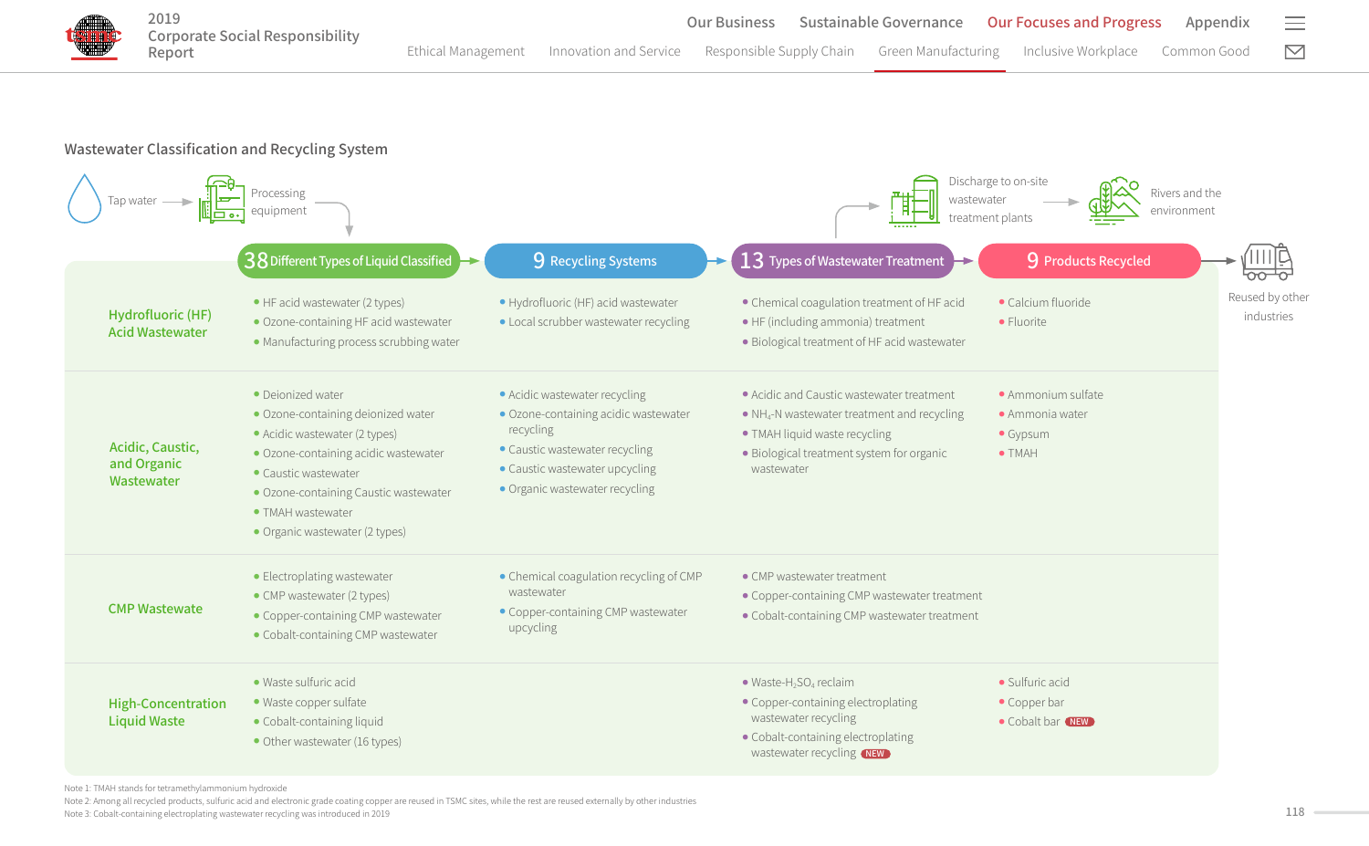## Wastewater Classification and Recycling System

Tap water → Processing equipment → Discharge to on-site wastewater treatment plants → Rivers and the environment

Reused by other industries

| | 38 Different Types of Liquid Classified | 9 Recycling Systems | 13 Types of Wastewater Treatment | 9 Products Recycled |
|---|---|---|---|---|
| **Hydrofluoric (HF) Acid Wastewater** | • HF acid wastewater (2 types)<br>• Ozone-containing HF acid wastewater<br>• Manufacturing process scrubbing water | • Hydrofluoric (HF) acid wastewater<br>• Local scrubber wastewater recycling | • Chemical coagulation treatment of HF acid<br>• HF (including ammonia) treatment<br>• Biological treatment of HF acid wastewater | • Calcium fluoride<br>• Fluorite |
| **Acidic, Caustic, and Organic Wastewater** | • Deionized water<br>• Ozone-containing deionized water<br>• Acidic wastewater (2 types)<br>• Ozone-containing acidic wastewater<br>• Caustic wastewater<br>• Ozone-containing Caustic wastewater<br>• TMAH wastewater<br>• Organic wastewater (2 types) | • Acidic wastewater recycling<br>• Ozone-containing acidic wastewater recycling<br>• Caustic wastewater recycling<br>• Caustic wastewater upcycling<br>• Organic wastewater recycling | • Acidic and Caustic wastewater treatment<br>• $NH_4$-N wastewater treatment and recycling<br>• TMAH liquid waste recycling<br>• Biological treatment system for organic wastewater | • Ammonium sulfate<br>• Ammonia water<br>• Gypsum<br>• TMAH |
| **CMP Wastewate** | • Electroplating wastewater<br>• CMP wastewater (2 types)<br>• Copper-containing CMP wastewater<br>• Cobalt-containing CMP wastewater | • Chemical coagulation recycling of CMP wastewater<br>• Copper-containing CMP wastewater upcycling | • CMP wastewater treatment<br>• Copper-containing CMP wastewater treatment<br>• Cobalt-containing CMP wastewater treatment | |
| **High-Concentration Liquid Waste** | • Waste sulfuric acid<br>• Waste copper sulfate<br>• Cobalt-containing liquid<br>• Other wastewater (16 types) | | • Waste-$H_2SO_4$ reclaim<br>• Copper-containing electroplating wastewater recycling<br>• Cobalt-containing electroplating wastewater recycling NEW | • Sulfuric acid<br>• Copper bar<br>• Cobalt bar NEW |

Note 1: TMAH stands for tetramethylammonium hydroxide

Note 2: Among all recycled products, sulfuric acid and electronic grade coating copper are reused in TSMC sites, while the rest are reused externally by other industries

Note 3: Cobalt-containing electroplating wastewater recycling was introduced in 2019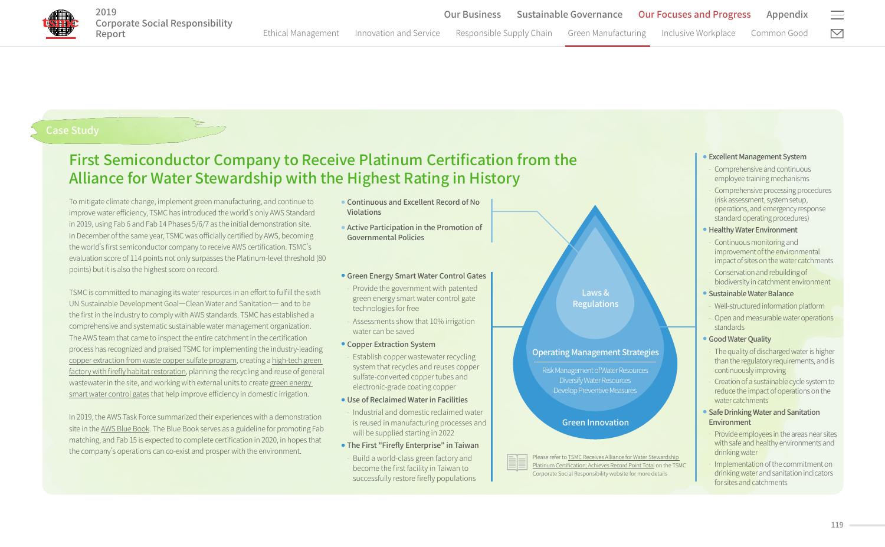Case Study

# First Semiconductor Company to Receive Platinum Certification from the Alliance for Water Stewardship with the Highest Rating in History

To mitigate climate change, implement green manufacturing, and continue to improve water efficiency, TSMC has introduced the world's only AWS Standard in 2019, using Fab 6 and Fab 14 Phases 5/6/7 as the initial demonstration site. In December of the same year, TSMC was officially certified by AWS, becoming the world's first semiconductor company to receive AWS certification. TSMC's evaluation score of 114 points not only surpasses the Platinum-level threshold (80 points) but it is also the highest score on record.

TSMC is committed to managing its water resources in an effort to fulfill the sixth UN Sustainable Development Goal—Clean Water and Sanitation— and to be the first in the industry to comply with AWS standards. TSMC has established a comprehensive and systematic sustainable water management organization. The AWS team that came to inspect the entire catchment in the certification process has recognized and praised TSMC for implementing the industry-leading copper extraction from waste copper sulfate program, creating a high-tech green factory with firefly habitat restoration, planning the recycling and reuse of general wastewater in the site, and working with external units to create green energy smart water control gates that help improve efficiency in domestic irrigation.

In 2019, the AWS Task Force summarized their experiences with a demonstration site in the AWS Blue Book. The Blue Book serves as a guideline for promoting Fab matching, and Fab 15 is expected to complete certification in 2020, in hopes that the company's operations can co-exist and prosper with the environment.

- **Continuous and Excellent Record of No Violations**
- **Active Participation in the Promotion of Governmental Policies**

- **Green Energy Smart Water Control Gates**
  - Provide the government with patented green energy smart water control gate technologies for free
  - Assessments show that 10% irrigation water can be saved
- **Copper Extraction System**
  - Establish copper wastewater recycling system that recycles and reuses copper sulfate-converted copper tubes and electronic-grade coating copper
- **Use of Reclaimed Water in Facilities**
  - Industrial and domestic reclaimed water is reused in manufacturing processes and will be supplied starting in 2022
- **The First "Firefly Enterprise" in Taiwan**
  - Build a world-class green factory and become the first facility in Taiwan to successfully restore firefly populations

Laws & Regulations

Operating Management Strategies

Risk Management of Water Resources
Diversify Water Resources
Develop Preventive Measures

Green Innovation

Please refer to TSMC Receives Alliance for Water Stewardship Platinum Certification; Achieves Record Point Total on the TSMC Corporate Social Responsibility website for more details

- **Excellent Management System**
  - Comprehensive and continuous employee training mechanisms
  - Comprehensive processing procedures (risk assessment, system setup, operations, and emergency response standard operating procedures)
- **Healthy Water Environment**
  - Continuous monitoring and improvement of the environmental impact of sites on the water catchments
  - Conservation and rebuilding of biodiversity in catchment environment
- **Sustainable Water Balance**
  - Well-structured information platform
  - Open and measurable water operations standards
- **Good Water Quality**
  - The quality of discharged water is higher than the regulatory requirements, and is continuously improving
  - Creation of a sustainable cycle system to reduce the impact of operations on the water catchments
- **Safe Drinking Water and Sanitation Environment**
  - Provide employees in the areas near sites with safe and healthy environments and drinking water
  - Implementation of the commitment on drinking water and sanitation indicators for sites and catchments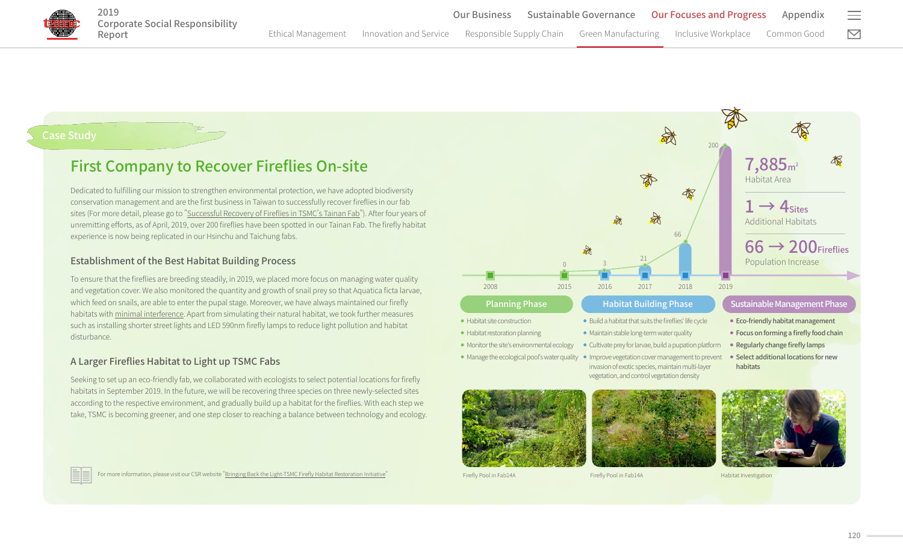Case Study

## First Company to Recover Fireflies On-site

Dedicated to fulfilling our mission to strengthen environmental protection, we have adopted biodiversity conservation management and are the first business in Taiwan to successfully recover fireflies in our fab sites (For more detail, please go to "Successful Recovery of Fireflies in TSMC's Tainan Fab"). After four years of unremitting efforts, as of April, 2019, over 200 fireflies have been spotted in our Tainan Fab. The firefly habitat experience is now being replicated in our Hsinchu and Taichung fabs.

### Establishment of the Best Habitat Building Process

To ensure that the fireflies are breeding steadily, in 2019, we placed more focus on managing water quality and vegetation cover. We also monitored the quantity and growth of snail prey so that Aquatica ficta larvae, which feed on snails, are able to enter the pupal stage. Moreover, we have always maintained our firefly habitats with minimal interference. Apart from simulating their natural habitat, we took further measures such as installing shorter street lights and LED 590nm firefly lamps to reduce light pollution and habitat disturbance.

### A Larger Fireflies Habitat to Light up TSMC Fabs

Seeking to set up an eco-friendly fab, we collaborated with ecologists to select potential locations for firefly habitats in September 2019. In the future, we will be recovering three species on three newly-selected sites according to the respective environment, and gradually build up a habitat for the fireflies. With each step we take, TSMC is becoming greener, and one step closer to reaching a balance between technology and ecology.

For more information, please visit our CSR website "Bringing Back the Light-TSMC Firefly Habitat Restoration Initiative"

7,885m²
Habitat Area

1 → 4 Sites
Additional Habitats

66 → 200 Fireflies
Population Increase

2008 2015 2016 2017 2018 2019
0 3 21 66 200

**Planning Phase**
- Habitat site construction
- Habitat restoration planning
- Monitor the site's environmental ecology
- Manage the ecological pool's water quality

**Habitat Building Phase**
- Build a habitat that suits the fireflies' life cycle
- Maintain stable long-term water quality
- Cultivate prey for larvae, build a pupation platform
- Improve vegetation cover management to prevent invasion of exotic species, maintain multi-layer vegetation, and control vegetation density

**Sustainable Management Phase**
- Eco-friendly habitat management
- Focus on forming a firefly food chain
- Regularly change firefly lamps
- Select additional locations for new habitats

Firefly Pool in Fab14A

Firefly Pool in Fab14A

Habitat Investigation